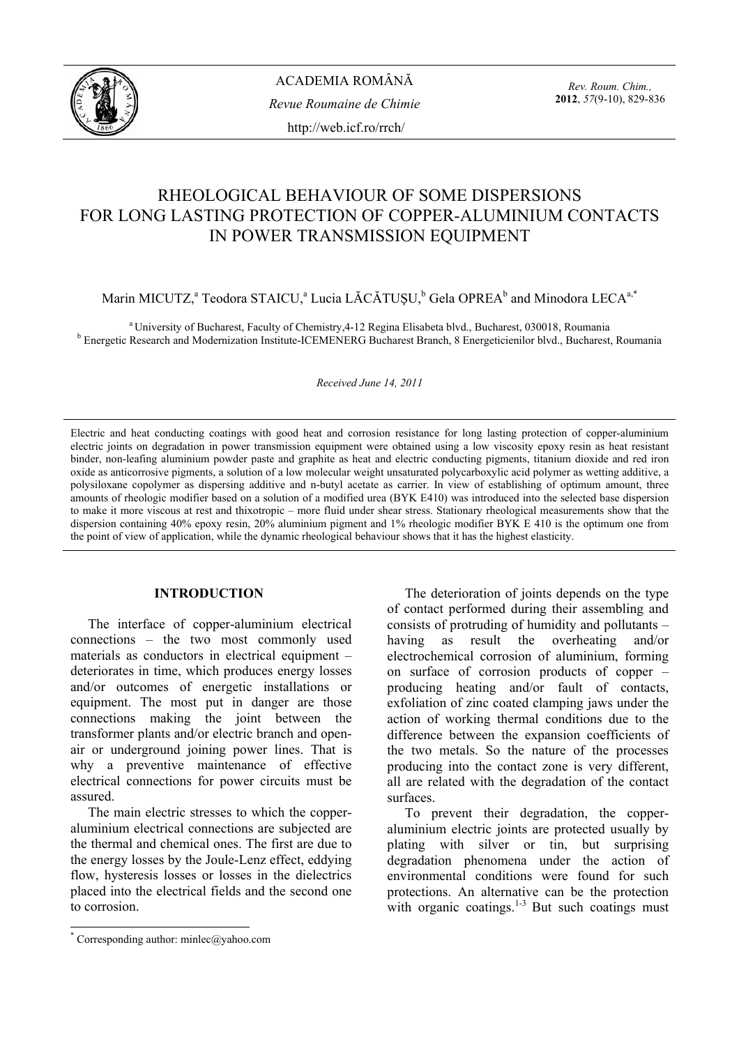# RHEOLOGICAL BEHAVIOUR OF SOME DISPERSIONS FOR LONG LASTING PROTECTION OF COPPER-ALUMINIUM CONTACTS IN POWER TRANSMISSION EQUIPMENT

Marin MICUTZ,[a] Teodora STAICU,[a] Lucia LĂCĂTUŞU,[b] Gela OPREA[b] and Minodora LECA[a,*]

[a] University of Bucharest, Faculty of Chemistry,4-12 Regina Elisabeta blvd., Bucharest, 030018, Roumania
[b] Energetic Research and Modernization Institute-ICEMENERG Bucharest Branch, 8 Energeticienilor blvd., Bucharest, Roumania

*Received June 14, 2011*

Electric and heat conducting coatings with good heat and corrosion resistance for long lasting protection of copper-aluminium electric joints on degradation in power transmission equipment were obtained using a low viscosity epoxy resin as heat resistant binder, non-leafing aluminium powder paste and graphite as heat and electric conducting pigments, titanium dioxide and red iron oxide as anticorrosive pigments, a solution of a low molecular weight unsaturated polycarboxylic acid polymer as wetting additive, a polysiloxane copolymer as dispersing additive and n-butyl acetate as carrier. In view of establishing of optimum amount, three amounts of rheologic modifier based on a solution of a modified urea (BYK E410) was introduced into the selected base dispersion to make it more viscous at rest and thixotropic – more fluid under shear stress. Stationary rheological measurements show that the dispersion containing 40% epoxy resin, 20% aluminium pigment and 1% rheologic modifier BYK E 410 is the optimum one from the point of view of application, while the dynamic rheological behaviour shows that it has the highest elasticity.

## INTRODUCTION

The interface of copper-aluminium electrical connections – the two most commonly used materials as conductors in electrical equipment – deteriorates in time, which produces energy losses and/or outcomes of energetic installations or equipment. The most put in danger are those connections making the joint between the transformer plants and/or electric branch and open-air or underground joining power lines. That is why a preventive maintenance of effective electrical connections for power circuits must be assured.

The main electric stresses to which the copper-aluminium electrical connections are subjected are the thermal and chemical ones. The first are due to the energy losses by the Joule-Lenz effect, eddying flow, hysteresis losses or losses in the dielectrics placed into the electrical fields and the second one to corrosion.

The deterioration of joints depends on the type of contact performed during their assembling and consists of protruding of humidity and pollutants – having as result the overheating and/or electrochemical corrosion of aluminium, forming on surface of corrosion products of copper – producing heating and/or fault of contacts, exfoliation of zinc coated clamping jaws under the action of working thermal conditions due to the difference between the expansion coefficients of the two metals. So the nature of the processes producing into the contact zone is very different, all are related with the degradation of the contact surfaces.

To prevent their degradation, the copper-aluminium electric joints are protected usually by plating with silver or tin, but surprising degradation phenomena under the action of environmental conditions were found for such protections. An alternative can be the protection with organic coatings.[1-3] But such coatings must

* Corresponding author: minlec@yahoo.com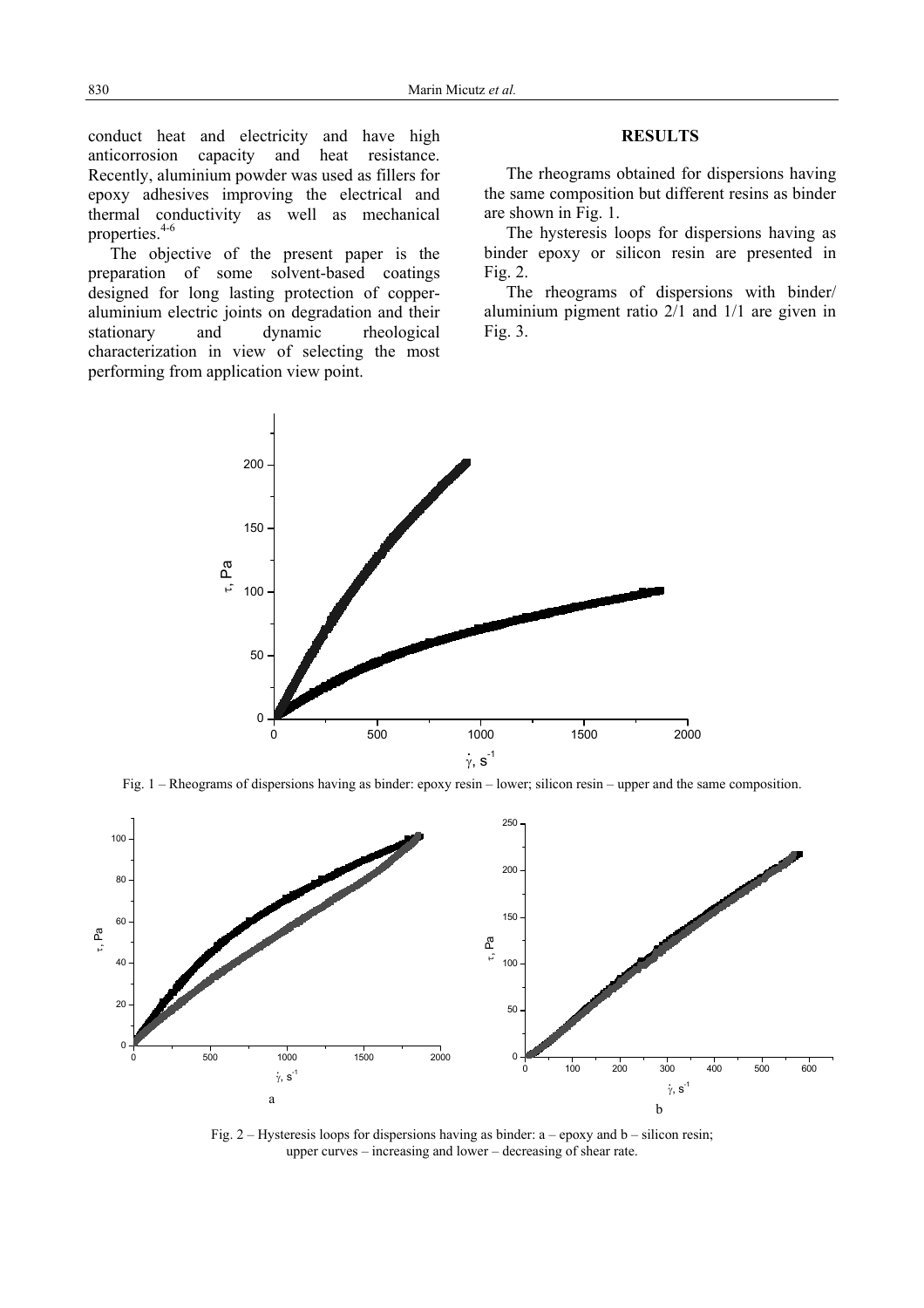conduct heat and electricity and have high anticorrosion capacity and heat resistance. Recently, aluminium powder was used as fillers for epoxy adhesives improving the electrical and thermal conductivity as well as mechanical properties.[4-6]

The objective of the present paper is the preparation of some solvent-based coatings designed for long lasting protection of copper-aluminium electric joints on degradation and their stationary and dynamic rheological characterization in view of selecting the most performing from application view point.

## RESULTS

The rheograms obtained for dispersions having the same composition but different resins as binder are shown in Fig. 1.

The hysteresis loops for dispersions having as binder epoxy or silicon resin are presented in Fig. 2.

The rheograms of dispersions with binder/ aluminium pigment ratio 2/1 and 1/1 are given in Fig. 3.

Fig. 1 – Rheograms of dispersions having as binder: epoxy resin – lower; silicon resin – upper and the same composition.

Fig. 2 – Hysteresis loops for dispersions having as binder: a – epoxy and b – silicon resin; upper curves – increasing and lower – decreasing of shear rate.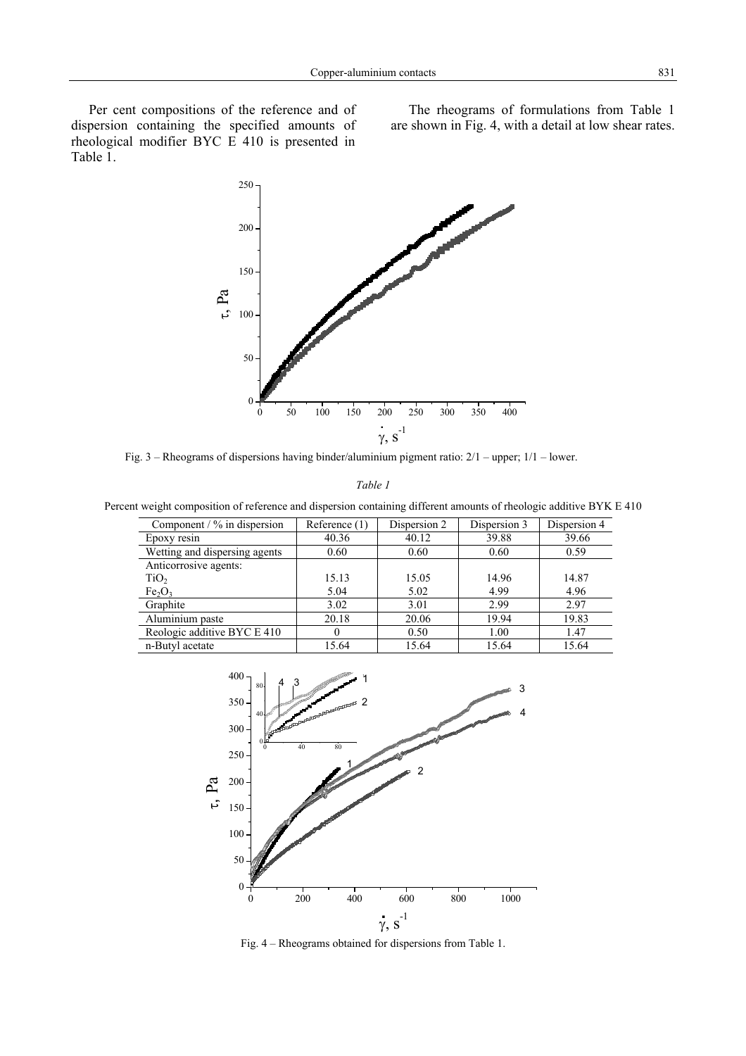Per cent compositions of the reference and of dispersion containing the specified amounts of rheological modifier BYC E 410 is presented in Table 1.

The rheograms of formulations from Table 1 are shown in Fig. 4, with a detail at low shear rates.

Fig. 3 – Rheograms of dispersions having binder/aluminium pigment ratio: 2/1 – upper; 1/1 – lower.

*Table 1*

Percent weight composition of reference and dispersion containing different amounts of rheologic additive BYK E 410

| Component / % in dispersion | Reference (1) | Dispersion 2 | Dispersion 3 | Dispersion 4 |
|---|---|---|---|---|
| Epoxy resin | 40.36 | 40.12 | 39.88 | 39.66 |
| Wetting and dispersing agents | 0.60 | 0.60 | 0.60 | 0.59 |
| Anticorrosive agents: | | | | |
| $TiO_2$ | 15.13 | 15.05 | 14.96 | 14.87 |
| $Fe_2O_3$ | 5.04 | 5.02 | 4.99 | 4.96 |
| Graphite | 3.02 | 3.01 | 2.99 | 2.97 |
| Aluminium paste | 20.18 | 20.06 | 19.94 | 19.83 |
| Reologic additive BYC E 410 | 0 | 0.50 | 1.00 | 1.47 |
| n-Butyl acetate | 15.64 | 15.64 | 15.64 | 15.64 |

Fig. 4 – Rheograms obtained for dispersions from Table 1.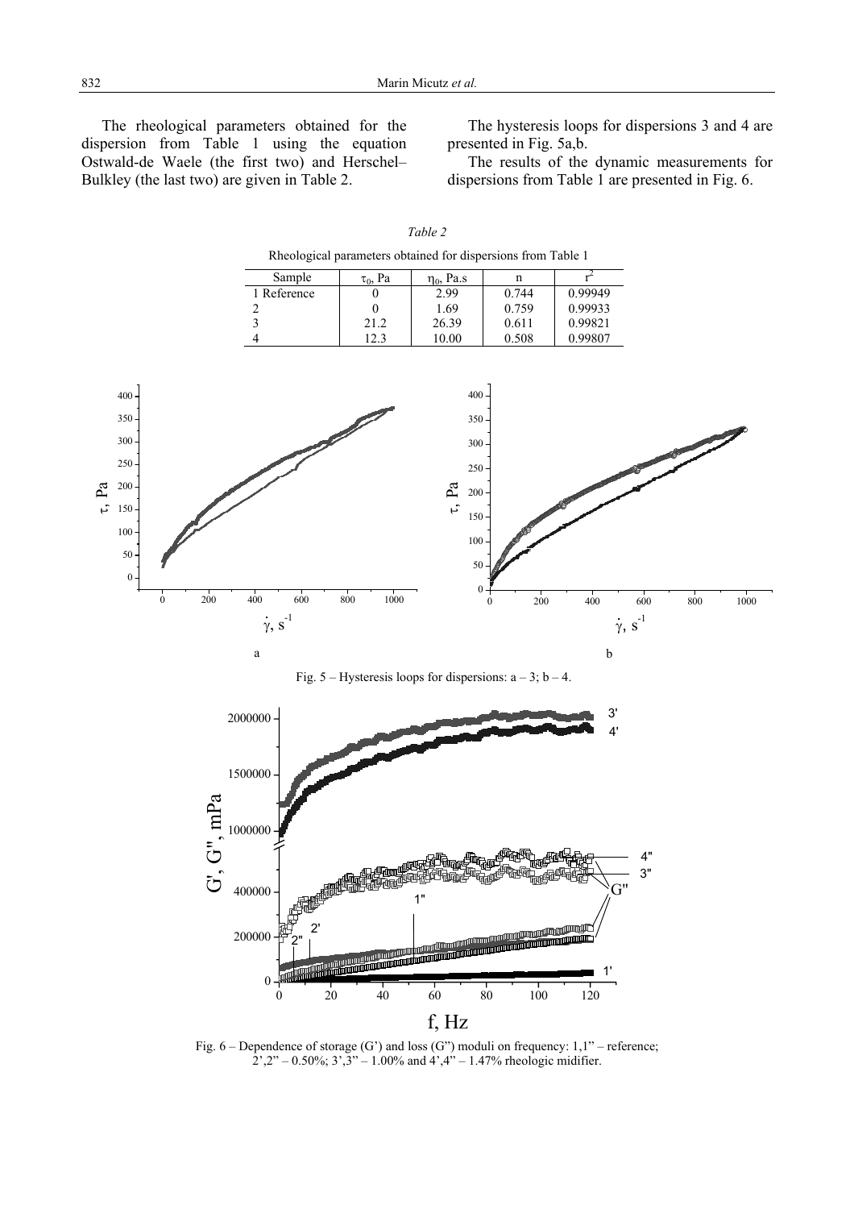The rheological parameters obtained for the dispersion from Table 1 using the equation Ostwald-de Waele (the first two) and Herschel–Bulkley (the last two) are given in Table 2.

The hysteresis loops for dispersions 3 and 4 are presented in Fig. 5a,b.

The results of the dynamic measurements for dispersions from Table 1 are presented in Fig. 6.

*Table 2*

Rheological parameters obtained for dispersions from Table 1

| Sample | $\tau_0$, Pa | $\eta_0$, Pa.s | n | $r^2$ |
|---|---|---|---|---|
| 1 Reference | 0 | 2.99 | 0.744 | 0.99949 |
| 2 | 0 | 1.69 | 0.759 | 0.99933 |
| 3 | 21.2 | 26.39 | 0.611 | 0.99821 |
| 4 | 12.3 | 10.00 | 0.508 | 0.99807 |

Fig. 5 – Hysteresis loops for dispersions: a – 3; b – 4.

Fig. 6 – Dependence of storage (G') and loss (G") moduli on frequency: 1,1" – reference; 2',2" – 0.50%; 3',3" – 1.00% and 4',4" – 1.47% rheologic midifier.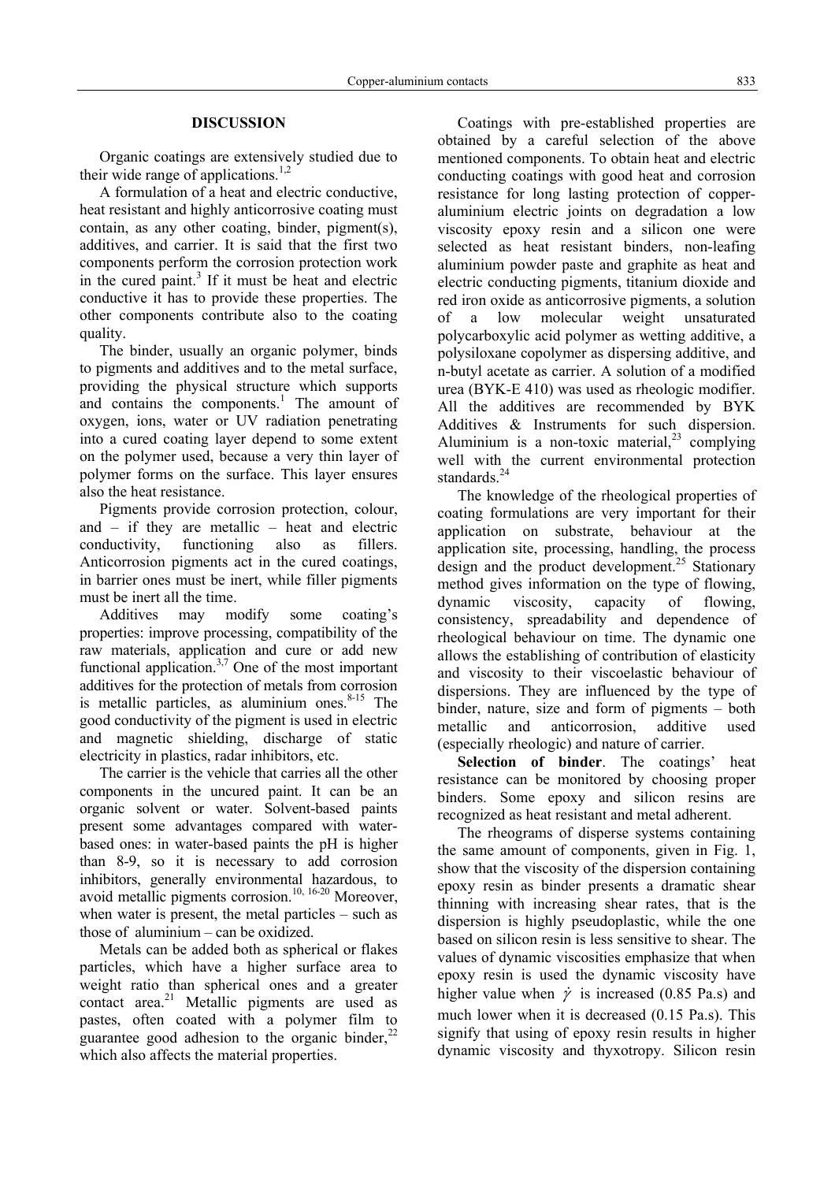## DISCUSSION

Organic coatings are extensively studied due to their wide range of applications.[1,2]

A formulation of a heat and electric conductive, heat resistant and highly anticorrosive coating must contain, as any other coating, binder, pigment(s), additives, and carrier. It is said that the first two components perform the corrosion protection work in the cured paint.[3] If it must be heat and electric conductive it has to provide these properties. The other components contribute also to the coating quality.

The binder, usually an organic polymer, binds to pigments and additives and to the metal surface, providing the physical structure which supports and contains the components.[1] The amount of oxygen, ions, water or UV radiation penetrating into a cured coating layer depend to some extent on the polymer used, because a very thin layer of polymer forms on the surface. This layer ensures also the heat resistance.

Pigments provide corrosion protection, colour, and – if they are metallic – heat and electric conductivity, functioning also as fillers. Anticorrosion pigments act in the cured coatings, in barrier ones must be inert, while filler pigments must be inert all the time.

Additives may modify some coating's properties: improve processing, compatibility of the raw materials, application and cure or add new functional application.[3,7] One of the most important additives for the protection of metals from corrosion is metallic particles, as aluminium ones.[8-15] The good conductivity of the pigment is used in electric and magnetic shielding, discharge of static electricity in plastics, radar inhibitors, etc.

The carrier is the vehicle that carries all the other components in the uncured paint. It can be an organic solvent or water. Solvent-based paints present some advantages compared with water-based ones: in water-based paints the pH is higher than 8-9, so it is necessary to add corrosion inhibitors, generally environmental hazardous, to avoid metallic pigments corrosion.[10, 16-20] Moreover, when water is present, the metal particles – such as those of aluminium – can be oxidized.

Metals can be added both as spherical or flakes particles, which have a higher surface area to weight ratio than spherical ones and a greater contact area.[21] Metallic pigments are used as pastes, often coated with a polymer film to guarantee good adhesion to the organic binder,[22] which also affects the material properties.

Coatings with pre-established properties are obtained by a careful selection of the above mentioned components. To obtain heat and electric conducting coatings with good heat and corrosion resistance for long lasting protection of copper-aluminium electric joints on degradation a low viscosity epoxy resin and a silicon one were selected as heat resistant binders, non-leafing aluminium powder paste and graphite as heat and electric conducting pigments, titanium dioxide and red iron oxide as anticorrosive pigments, a solution of a low molecular weight unsaturated polycarboxylic acid polymer as wetting additive, a polysiloxane copolymer as dispersing additive, and n-butyl acetate as carrier. A solution of a modified urea (BYK-E 410) was used as rheologic modifier. All the additives are recommended by BYK Additives & Instruments for such dispersion. Aluminium is a non-toxic material,[23] complying well with the current environmental protection standards.[24]

The knowledge of the rheological properties of coating formulations are very important for their application on substrate, behaviour at the application site, processing, handling, the process design and the product development.[25] Stationary method gives information on the type of flowing, dynamic viscosity, capacity of flowing, consistency, spreadability and dependence of rheological behaviour on time. The dynamic one allows the establishing of contribution of elasticity and viscosity to their viscoelastic behaviour of dispersions. They are influenced by the type of binder, nature, size and form of pigments – both metallic and anticorrosion, additive used (especially rheologic) and nature of carrier.

**Selection of binder**. The coatings' heat resistance can be monitored by choosing proper binders. Some epoxy and silicon resins are recognized as heat resistant and metal adherent.

The rheograms of disperse systems containing the same amount of components, given in Fig. 1, show that the viscosity of the dispersion containing epoxy resin as binder presents a dramatic shear thinning with increasing shear rates, that is the dispersion is highly pseudoplastic, while the one based on silicon resin is less sensitive to shear. The values of dynamic viscosities emphasize that when epoxy resin is used the dynamic viscosity have higher value when $\dot{\gamma}$ is increased (0.85 Pa.s) and much lower when it is decreased (0.15 Pa.s). This signify that using of epoxy resin results in higher dynamic viscosity and thyxotropy. Silicon resin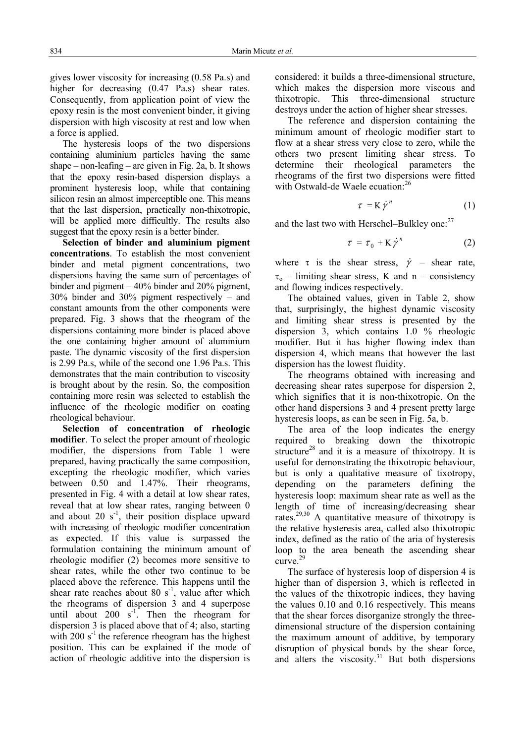gives lower viscosity for increasing (0.58 Pa.s) and higher for decreasing (0.47 Pa.s) shear rates. Consequently, from application point of view the epoxy resin is the most convenient binder, it giving dispersion with high viscosity at rest and low when a force is applied.

The hysteresis loops of the two dispersions containing aluminium particles having the same shape – non-leafing – are given in Fig. 2a, b. It shows that the epoxy resin-based dispersion displays a prominent hysteresis loop, while that containing silicon resin an almost imperceptible one. This means that the last dispersion, practically non-thixotropic, will be applied more difficultly. The results also suggest that the epoxy resin is a better binder.

**Selection of binder and aluminium pigment concentrations**. To establish the most convenient binder and metal pigment concentrations, two dispersions having the same sum of percentages of binder and pigment – 40% binder and 20% pigment, 30% binder and 30% pigment respectively – and constant amounts from the other components were prepared. Fig. 3 shows that the rheogram of the dispersions containing more binder is placed above the one containing higher amount of aluminium paste. The dynamic viscosity of the first dispersion is 2.99 Pa.s, while of the second one 1.96 Pa.s. This demonstrates that the main contribution to viscosity is brought about by the resin. So, the composition containing more resin was selected to establish the influence of the rheologic modifier on coating rheological behaviour.

**Selection of concentration of rheologic modifier**. To select the proper amount of rheologic modifier, the dispersions from Table 1 were prepared, having practically the same composition, excepting the rheologic modifier, which varies between 0.50 and 1.47%. Their rheograms, presented in Fig. 4 with a detail at low shear rates, reveal that at low shear rates, ranging between 0 and about 20 $s^{-1}$, their position displace upward with increasing of rheologic modifier concentration as expected. If this value is surpassed the formulation containing the minimum amount of rheologic modifier (2) becomes more sensitive to shear rates, while the other two continue to be placed above the reference. This happens until the shear rate reaches about 80 $s^{-1}$, value after which the rheograms of dispersion 3 and 4 superpose until about 200 $s^{-1}$. Then the rheogram for dispersion 3 is placed above that of 4; also, starting with 200 $s^{-1}$ the reference rheogram has the highest position. This can be explained if the mode of action of rheologic additive into the dispersion is considered: it builds a three-dimensional structure, which makes the dispersion more viscous and thixotropic. This three-dimensional structure destroys under the action of higher shear stresses.

The reference and dispersion containing the minimum amount of rheologic modifier start to flow at a shear stress very close to zero, while the others two present limiting shear stress. To determine their rheological parameters the rheograms of the first two dispersions were fitted with Ostwald-de Waele ecuation:[26]

$$\tau = K\dot{\gamma}^{n} \tag{1}$$

and the last two with Herschel–Bulkley one:[27]

$$\tau = \tau_0 + K\dot{\gamma}^{n} \tag{2}$$

where $\tau$ is the shear stress, $\dot{\gamma}$ – shear rate, $\tau_o$ – limiting shear stress, K and n – consistency and flowing indices respectively.

The obtained values, given in Table 2, show that, surprisingly, the highest dynamic viscosity and limiting shear stress is presented by the dispersion 3, which contains 1.0 % rheologic modifier. But it has higher flowing index than dispersion 4, which means that however the last dispersion has the lowest fluidity.

The rheograms obtained with increasing and decreasing shear rates superpose for dispersion 2, which signifies that it is non-thixotropic. On the other hand dispersions 3 and 4 present pretty large hysteresis loops, as can be seen in Fig. 5a, b.

The area of the loop indicates the energy required to breaking down the thixotropic structure[28] and it is a measure of thixotropy. It is useful for demonstrating the thixotropic behaviour, but is only a qualitative measure of tixotropy, depending on the parameters defining the hysteresis loop: maximum shear rate as well as the length of time of increasing/decreasing shear rates.[29,30] A quantitative measure of thixotropy is the relative hysteresis area, called also thixotropic index, defined as the ratio of the aria of hysteresis loop to the area beneath the ascending shear curve.[29]

The surface of hysteresis loop of dispersion 4 is higher than of dispersion 3, which is reflected in the values of the thixotropic indices, they having the values 0.10 and 0.16 respectively. This means that the shear forces disorganize strongly the three-dimensional structure of the dispersion containing the maximum amount of additive, by temporary disruption of physical bonds by the shear force, and alters the viscosity.[31] But both dispersions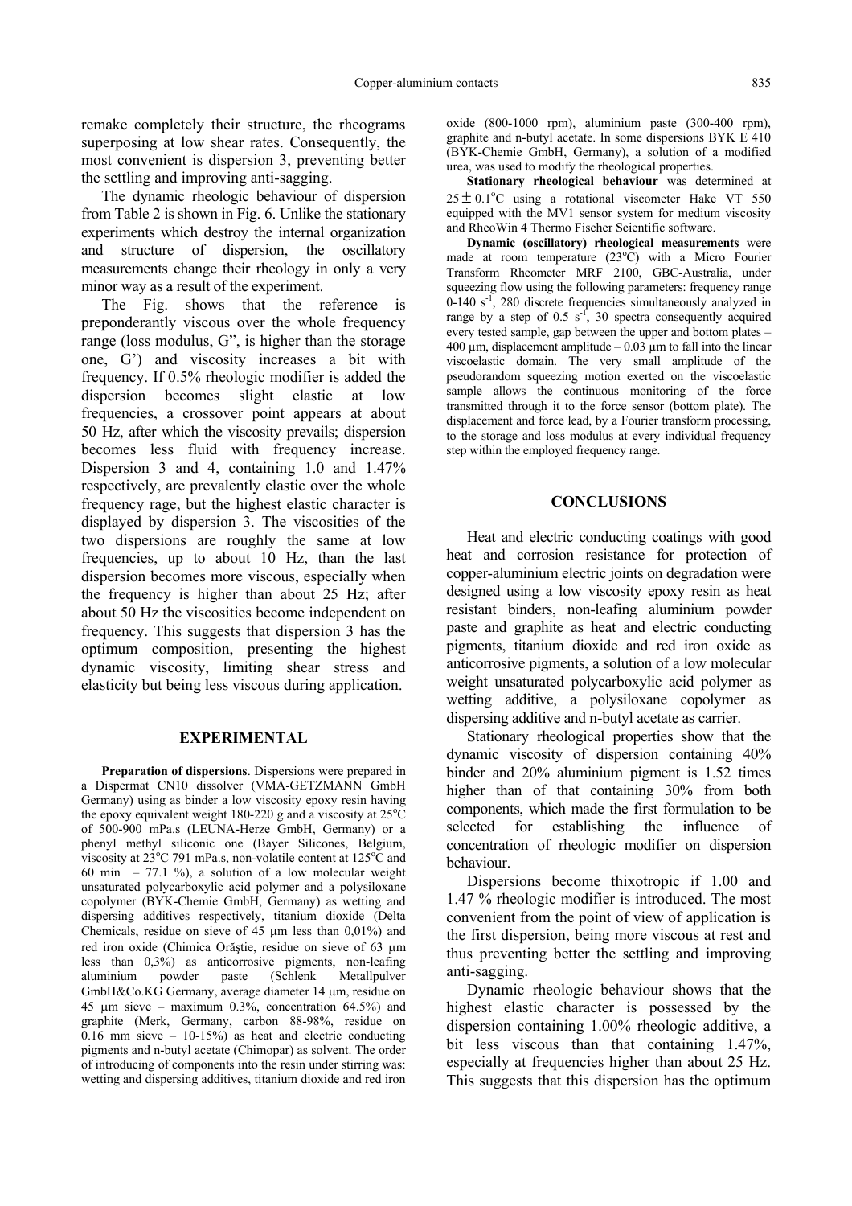remake completely their structure, the rheograms superposing at low shear rates. Consequently, the most convenient is dispersion 3, preventing better the settling and improving anti-sagging.

The dynamic rheologic behaviour of dispersion from Table 2 is shown in Fig. 6. Unlike the stationary experiments which destroy the internal organization and structure of dispersion, the oscillatory measurements change their rheology in only a very minor way as a result of the experiment.

The Fig. shows that the reference is preponderantly viscous over the whole frequency range (loss modulus, G", is higher than the storage one, G') and viscosity increases a bit with frequency. If 0.5% rheologic modifier is added the dispersion becomes slight elastic at low frequencies, a crossover point appears at about 50 Hz, after which the viscosity prevails; dispersion becomes less fluid with frequency increase. Dispersion 3 and 4, containing 1.0 and 1.47% respectively, are prevalently elastic over the whole frequency rage, but the highest elastic character is displayed by dispersion 3. The viscosities of the two dispersions are roughly the same at low frequencies, up to about 10 Hz, than the last dispersion becomes more viscous, especially when the frequency is higher than about 25 Hz; after about 50 Hz the viscosities become independent on frequency. This suggests that dispersion 3 has the optimum composition, presenting the highest dynamic viscosity, limiting shear stress and elasticity but being less viscous during application.

## EXPERIMENTAL

**Preparation of dispersions**. Dispersions were prepared in a Dispermat CN10 dissolver (VMA-GETZMANN GmbH Germany) using as binder a low viscosity epoxy resin having the epoxy equivalent weight 180-220 g and a viscosity at 25°C of 500-900 mPa.s (LEUNA-Herze GmbH, Germany) or a phenyl methyl siliconic one (Bayer Silicones, Belgium, viscosity at 23°C 791 mPa.s, non-volatile content at 125°C and 60 min – 77.1 %), a solution of a low molecular weight unsaturated polycarboxylic acid polymer and a polysiloxane copolymer (BYK-Chemie GmbH, Germany) as wetting and dispersing additives respectively, titanium dioxide (Delta Chemicals, residue on sieve of 45 μm less than 0,01%) and red iron oxide (Chimica Orăştie, residue on sieve of 63 μm less than 0,3%) as anticorrosive pigments, non-leafing aluminium powder paste (Schlenk Metallpulver GmbH&Co.KG Germany, average diameter 14 μm, residue on 45 μm sieve – maximum 0.3%, concentration 64.5%) and graphite (Merk, Germany, carbon 88-98%, residue on 0.16 mm sieve – 10-15%) as heat and electric conducting pigments and n-butyl acetate (Chimopar) as solvent. The order of introducing of components into the resin under stirring was: wetting and dispersing additives, titanium dioxide and red iron oxide (800-1000 rpm), aluminium paste (300-400 rpm), graphite and n-butyl acetate. In some dispersions BYK E 410 (BYK-Chemie GmbH, Germany), a solution of a modified urea, was used to modify the rheological properties.

**Stationary rheological behaviour** was determined at $25 \pm 0.1$°C using a rotational viscometer Hake VT 550 equipped with the MV1 sensor system for medium viscosity and RheoWin 4 Thermo Fischer Scientific software.

**Dynamic (oscillatory) rheological measurements** were made at room temperature (23°C) with a Micro Fourier Transform Rheometer MRF 2100, GBC-Australia, under squeezing flow using the following parameters: frequency range 0-140 $s^{-1}$, 280 discrete frequencies simultaneously analyzed in range by a step of 0.5 $s^{-1}$, 30 spectra consequently acquired every tested sample, gap between the upper and bottom plates – 400 μm, displacement amplitude – 0.03 μm to fall into the linear viscoelastic domain. The very small amplitude of the pseudorandom squeezing motion exerted on the viscoelastic sample allows the continuous monitoring of the force transmitted through it to the force sensor (bottom plate). The displacement and force lead, by a Fourier transform processing, to the storage and loss modulus at every individual frequency step within the employed frequency range.

## CONCLUSIONS

Heat and electric conducting coatings with good heat and corrosion resistance for protection of copper-aluminium electric joints on degradation were designed using a low viscosity epoxy resin as heat resistant binders, non-leafing aluminium powder paste and graphite as heat and electric conducting pigments, titanium dioxide and red iron oxide as anticorrosive pigments, a solution of a low molecular weight unsaturated polycarboxylic acid polymer as wetting additive, a polysiloxane copolymer as dispersing additive and n-butyl acetate as carrier.

Stationary rheological properties show that the dynamic viscosity of dispersion containing 40% binder and 20% aluminium pigment is 1.52 times higher than of that containing 30% from both components, which made the first formulation to be selected for establishing the influence of concentration of rheologic modifier on dispersion behaviour.

Dispersions become thixotropic if 1.00 and 1.47 % rheologic modifier is introduced. The most convenient from the point of view of application is the first dispersion, being more viscous at rest and thus preventing better the settling and improving anti-sagging.

Dynamic rheologic behaviour shows that the highest elastic character is possessed by the dispersion containing 1.00% rheologic additive, a bit less viscous than that containing 1.47%, especially at frequencies higher than about 25 Hz. This suggests that this dispersion has the optimum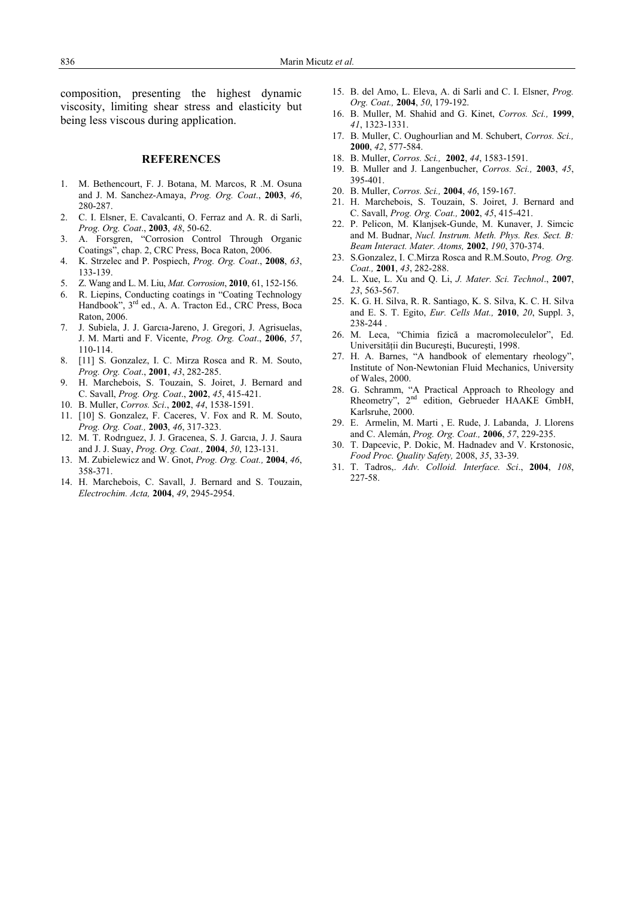composition, presenting the highest dynamic viscosity, limiting shear stress and elasticity but being less viscous during application.

## REFERENCES

1. M. Bethencourt, F. J. Botana, M. Marcos, R .M. Osuna and J. M. Sanchez-Amaya, *Prog. Org. Coat*., **2003**, *46*, 280-287.
2. C. I. Elsner, E. Cavalcanti, O. Ferraz and A. R. di Sarli, *Prog. Org. Coat*., **2003**, *48*, 50-62.
3. A. Forsgren, "Corrosion Control Through Organic Coatings", chap. 2, CRC Press, Boca Raton, 2006.
4. K. Strzelec and P. Pospiech, *Prog. Org. Coat*., **2008**, *63*, 133-139.
5. Z. Wang and L. M. Liu, *Mat. Corrosion*, **2010**, 61, 152-156.
6. R. Liepins, Conducting coatings in "Coating Technology Handbook", 3rd ed., A. A. Tracton Ed., CRC Press, Boca Raton, 2006.
7. J. Subiela, J. J. Garcıa-Jareno, J. Gregori, J. Agrisuelas, J. M. Marti and F. Vicente, *Prog. Org. Coat*., **2006**, *57*, 110-114.
8. [11] S. Gonzalez, I. C. Mirza Rosca and R. M. Souto, *Prog. Org. Coat*., **2001**, *43*, 282-285.
9. H. Marchebois, S. Touzain, S. Joiret, J. Bernard and C. Savall, *Prog. Org. Coat*., **2002**, *45*, 415-421.
10. B. Muller, *Corros. Sci*., **2002**, *44*, 1538-1591.
11. [10] S. Gonzalez, F. Caceres, V. Fox and R. M. Souto, *Prog. Org. Coat.,* **2003**, *46*, 317-323.
12. M. T. Rodrıguez, J. J. Gracenea, S. J. Garcıa, J. J. Saura and J. J. Suay, *Prog. Org. Coat.,* **2004**, *50*, 123-131.
13. M. Zubielewicz and W. Gnot, *Prog. Org. Coat.,* **2004**, *46*, 358-371.
14. H. Marchebois, C. Savall, J. Bernard and S. Touzain, *Electrochim. Acta,* **2004**, *49*, 2945-2954.
15. B. del Amo, L. Eleva, A. di Sarli and C. I. Elsner, *Prog. Org. Coat.,* **2004**, *50*, 179-192.
16. B. Muller, M. Shahid and G. Kinet, *Corros. Sci.,* **1999**, *41*, 1323-1331.
17. B. Muller, C. Oughourlian and M. Schubert, *Corros. Sci.,* **2000**, *42*, 577-584.
18. B. Muller, *Corros. Sci.,* **2002**, *44*, 1583-1591.
19. B. Muller and J. Langenbucher, *Corros. Sci.,* **2003**, *45*, 395-401.
20. B. Muller, *Corros. Sci.,* **2004**, *46*, 159-167.
21. H. Marchebois, S. Touzain, S. Joiret, J. Bernard and C. Savall, *Prog. Org. Coat.,* **2002**, *45*, 415-421.
22. P. Pelicon, M. Klanjsek-Gunde, M. Kunaver, J. Simcic and M. Budnar, *Nucl. Instrum. Meth. Phys. Res. Sect. B: Beam Interact. Mater. Atoms,* **2002**, *190*, 370-374.
23. S.Gonzalez, I. C.Mirza Rosca and R.M.Souto, *Prog. Org. Coat.,* **2001**, *43*, 282-288.
24. L. Xue, L. Xu and Q. Li, *J. Mater. Sci. Technol*., **2007**, *23*, 563-567.
25. K. G. H. Silva, R. R. Santiago, K. S. Silva, K. C. H. Silva and E. S. T. Egito, *Eur. Cells Mat.,* **2010**, *20*, Suppl. 3, 238-244 .
26. M. Leca, "Chimia fizică a macromoleculelor", Ed. Universităţii din Bucureşti, Bucureşti, 1998.
27. H. A. Barnes, "A handbook of elementary rheology", Institute of Non-Newtonian Fluid Mechanics, University of Wales, 2000.
28. G. Schramm, "A Practical Approach to Rheology and Rheometry", 2nd edition, Gebrueder HAAKE GmbH, Karlsruhe, 2000.
29. E. Armelin, M. Marti , E. Rude, J. Labanda, J. Llorens and C. Alemán, *Prog. Org. Coat.,* **2006**, *57*, 229-235.
30. T. Dapcevic, P. Dokic, M. Hadnadev and V. Krstonosic, *Food Proc. Quality Safety,* 2008, *35*, 33-39.
31. T. Tadros,. *Adv. Colloid. Interface. Sci*., **2004**, *108*, 227-58.